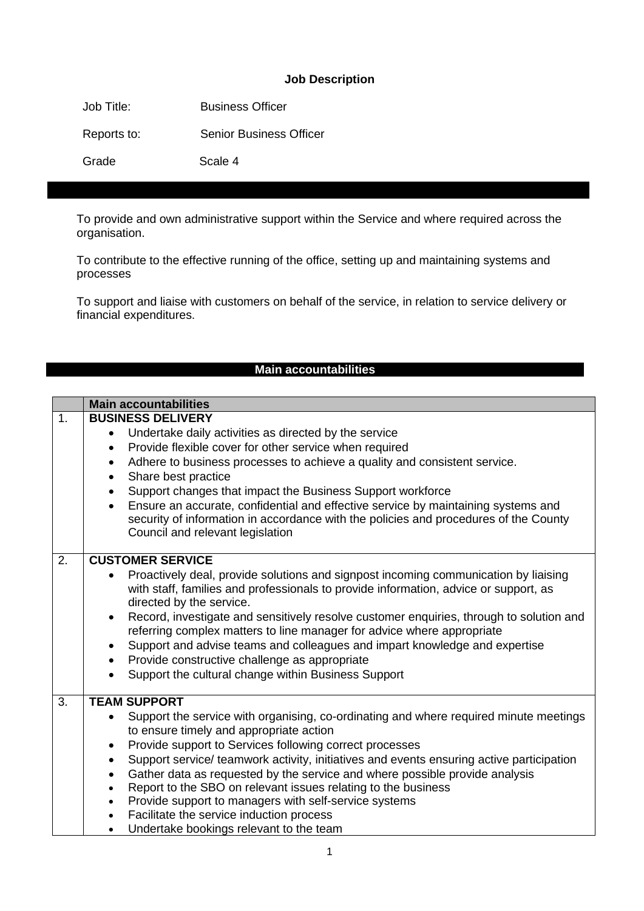# Job Description

Job Title: Business Officer

Reports to: Senior Business Officer

Grade Scale 4

To provide and own administrative support within the Service and where required across the organisation.

To contribute to the effective running of the office, setting up and maintaining systems and processes

To support and liaise with customers on behalf of the service, in relation to service delivery or financial expenditures.

## Main accountabilities

| | Main accountabilities |
|---|---|
| 1. | **BUSINESS DELIVERY**<br>• Undertake daily activities as directed by the service<br>• Provide flexible cover for other service when required<br>• Adhere to business processes to achieve a quality and consistent service.<br>• Share best practice<br>• Support changes that impact the Business Support workforce<br>• Ensure an accurate, confidential and effective service by maintaining systems and security of information in accordance with the policies and procedures of the County Council and relevant legislation |
| 2. | **CUSTOMER SERVICE**<br>• Proactively deal, provide solutions and signpost incoming communication by liaising with staff, families and professionals to provide information, advice or support, as directed by the service.<br>• Record, investigate and sensitively resolve customer enquiries, through to solution and referring complex matters to line manager for advice where appropriate<br>• Support and advise teams and colleagues and impart knowledge and expertise<br>• Provide constructive challenge as appropriate<br>• Support the cultural change within Business Support |
| 3. | **TEAM SUPPORT**<br>• Support the service with organising, co-ordinating and where required minute meetings to ensure timely and appropriate action<br>• Provide support to Services following correct processes<br>• Support service/ teamwork activity, initiatives and events ensuring active participation<br>• Gather data as requested by the service and where possible provide analysis<br>• Report to the SBO on relevant issues relating to the business<br>• Provide support to managers with self-service systems<br>• Facilitate the service induction process<br>• Undertake bookings relevant to the team |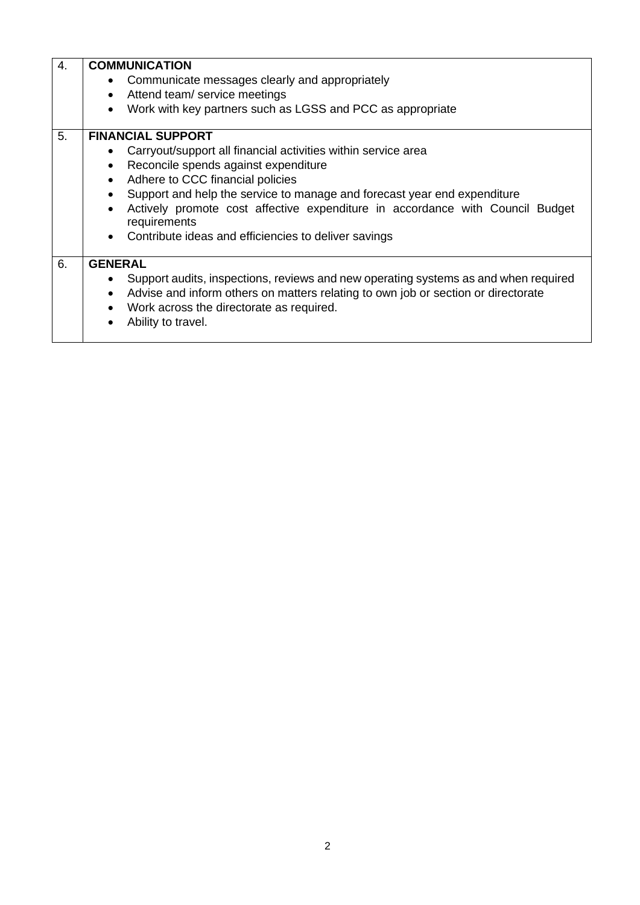| | |
|---|---|
| 4. | **COMMUNICATION**<br>• Communicate messages clearly and appropriately<br>• Attend team/ service meetings<br>• Work with key partners such as LGSS and PCC as appropriate |
| 5. | **FINANCIAL SUPPORT**<br>• Carryout/support all financial activities within service area<br>• Reconcile spends against expenditure<br>• Adhere to CCC financial policies<br>• Support and help the service to manage and forecast year end expenditure<br>• Actively promote cost affective expenditure in accordance with Council Budget requirements<br>• Contribute ideas and efficiencies to deliver savings |
| 6. | **GENERAL**<br>• Support audits, inspections, reviews and new operating systems as and when required<br>• Advise and inform others on matters relating to own job or section or directorate<br>• Work across the directorate as required.<br>• Ability to travel. |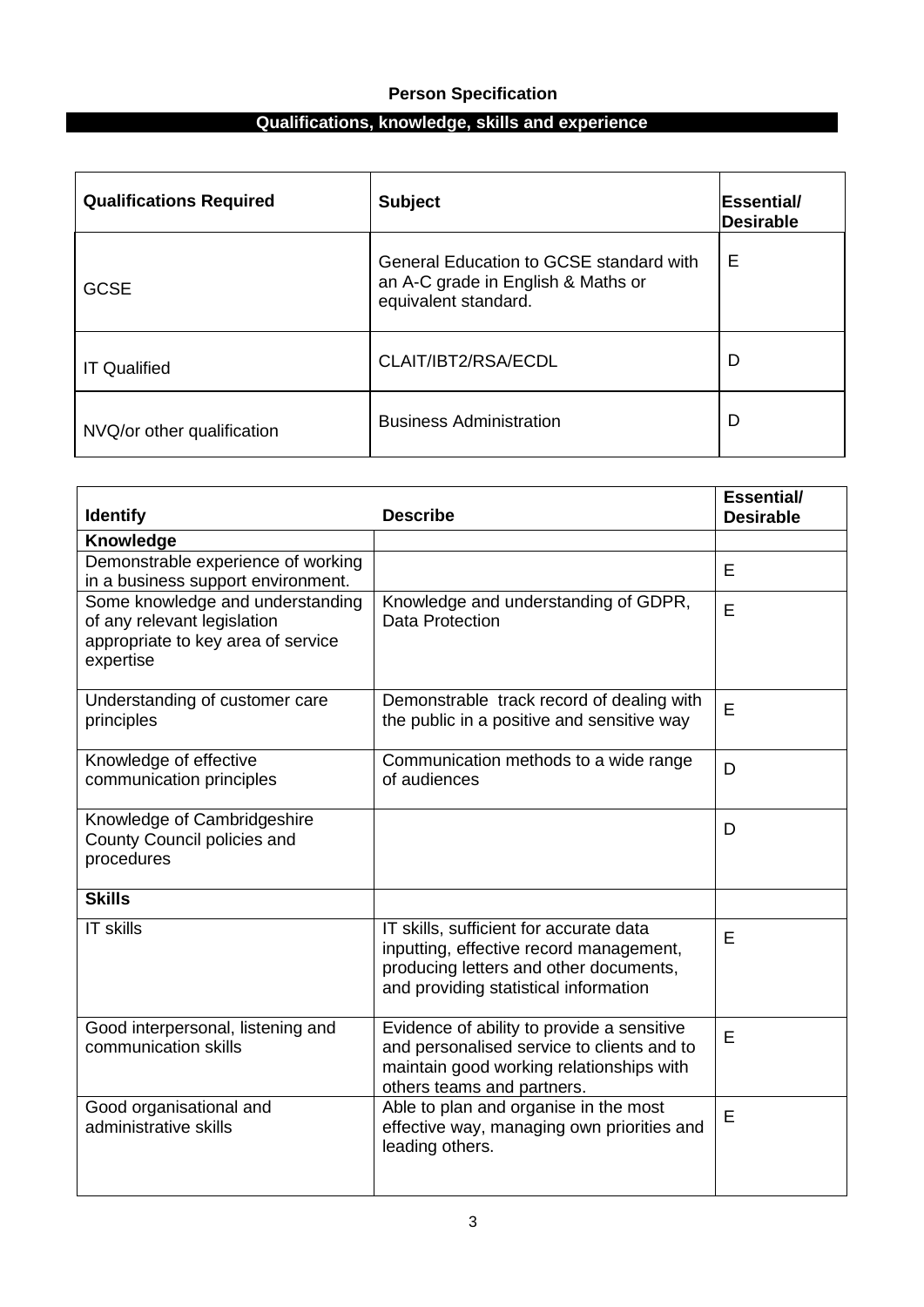## Person Specification

### Qualifications, knowledge, skills and experience

| Qualifications Required | Subject | Essential/ Desirable |
|---|---|---|
| GCSE | General Education to GCSE standard with an A-C grade in English & Maths or equivalent standard. | E |
| IT Qualified | CLAIT/IBT2/RSA/ECDL | D |
| NVQ/or other qualification | Business Administration | D |

| Identify | Describe | Essential/ Desirable |
|---|---|---|
| **Knowledge** | | |
| Demonstrable experience of working in a business support environment. | | E |
| Some knowledge and understanding of any relevant legislation appropriate to key area of service expertise | Knowledge and understanding of GDPR, Data Protection | E |
| Understanding of customer care principles | Demonstrable track record of dealing with the public in a positive and sensitive way | E |
| Knowledge of effective communication principles | Communication methods to a wide range of audiences | D |
| Knowledge of Cambridgeshire County Council policies and procedures | | D |
| **Skills** | | |
| IT skills | IT skills, sufficient for accurate data inputting, effective record management, producing letters and other documents, and providing statistical information | E |
| Good interpersonal, listening and communication skills | Evidence of ability to provide a sensitive and personalised service to clients and to maintain good working relationships with others teams and partners. | E |
| Good organisational and administrative skills | Able to plan and organise in the most effective way, managing own priorities and leading others. | E |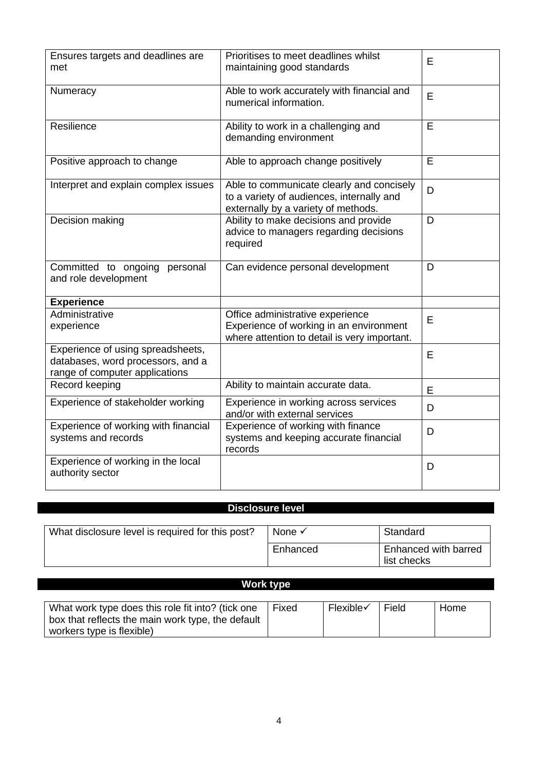| | | |
|---|---|---|
| Ensures targets and deadlines are met | Prioritises to meet deadlines whilst maintaining good standards | E |
| Numeracy | Able to work accurately with financial and numerical information. | E |
| Resilience | Ability to work in a challenging and demanding environment | E |
| Positive approach to change | Able to approach change positively | E |
| Interpret and explain complex issues | Able to communicate clearly and concisely to a variety of audiences, internally and externally by a variety of methods. | D |
| Decision making | Ability to make decisions and provide advice to managers regarding decisions required | D |
| Committed to ongoing personal and role development | Can evidence personal development | D |
| **Experience** | | |
| Administrative experience | Office administrative experience Experience of working in an environment where attention to detail is very important. | E |
| Experience of using spreadsheets, databases, word processors, and a range of computer applications | | E |
| Record keeping | Ability to maintain accurate data. | E |
| Experience of stakeholder working | Experience in working across services and/or with external services | D |
| Experience of working with financial systems and records | Experience of working with finance systems and keeping accurate financial records | D |
| Experience of working in the local authority sector | | D |

## Disclosure level

| | | |
|---|---|---|
| What disclosure level is required for this post? | None ✓ | Standard |
| | Enhanced | Enhanced with barred list checks |

## Work type

| | | | | |
|---|---|---|---|---|
| What work type does this role fit into? (tick one box that reflects the main work type, the default workers type is flexible) | Fixed | Flexible✓ | Field | Home |